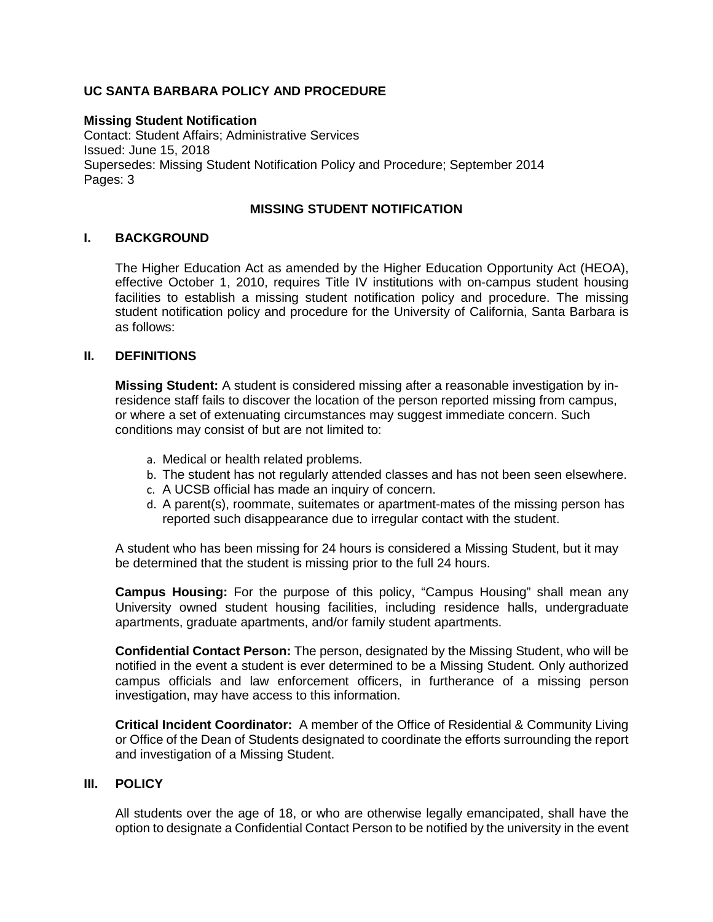**UC SANTA BARBARA POLICY AND PROCEDURE**

**Missing Student Notification**
Contact: Student Affairs; Administrative Services
Issued: June 15, 2018
Supersedes: Missing Student Notification Policy and Procedure; September 2014
Pages: 3

# MISSING STUDENT NOTIFICATION

## I. BACKGROUND

The Higher Education Act as amended by the Higher Education Opportunity Act (HEOA), effective October 1, 2010, requires Title IV institutions with on-campus student housing facilities to establish a missing student notification policy and procedure. The missing student notification policy and procedure for the University of California, Santa Barbara is as follows:

## II. DEFINITIONS

**Missing Student:** A student is considered missing after a reasonable investigation by in-residence staff fails to discover the location of the person reported missing from campus, or where a set of extenuating circumstances may suggest immediate concern. Such conditions may consist of but are not limited to:

a. Medical or health related problems.
b. The student has not regularly attended classes and has not been seen elsewhere.
c. A UCSB official has made an inquiry of concern.
d. A parent(s), roommate, suitemates or apartment-mates of the missing person has reported such disappearance due to irregular contact with the student.

A student who has been missing for 24 hours is considered a Missing Student, but it may be determined that the student is missing prior to the full 24 hours.

**Campus Housing:** For the purpose of this policy, "Campus Housing" shall mean any University owned student housing facilities, including residence halls, undergraduate apartments, graduate apartments, and/or family student apartments.

**Confidential Contact Person:** The person, designated by the Missing Student, who will be notified in the event a student is ever determined to be a Missing Student. Only authorized campus officials and law enforcement officers, in furtherance of a missing person investigation, may have access to this information.

**Critical Incident Coordinator:** A member of the Office of Residential & Community Living or Office of the Dean of Students designated to coordinate the efforts surrounding the report and investigation of a Missing Student.

## III. POLICY

All students over the age of 18, or who are otherwise legally emancipated, shall have the option to designate a Confidential Contact Person to be notified by the university in the event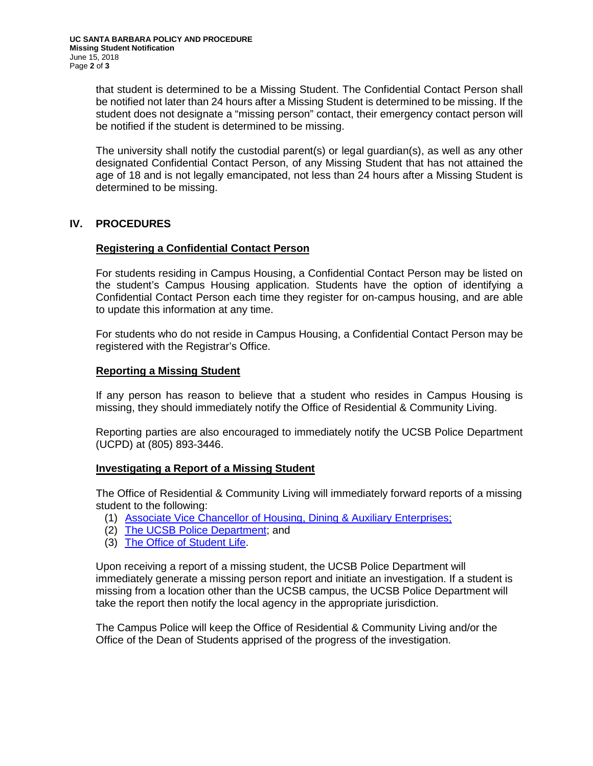that student is determined to be a Missing Student. The Confidential Contact Person shall be notified not later than 24 hours after a Missing Student is determined to be missing. If the student does not designate a "missing person" contact, their emergency contact person will be notified if the student is determined to be missing.

The university shall notify the custodial parent(s) or legal guardian(s), as well as any other designated Confidential Contact Person, of any Missing Student that has not attained the age of 18 and is not legally emancipated, not less than 24 hours after a Missing Student is determined to be missing.

## IV. PROCEDURES

### Registering a Confidential Contact Person

For students residing in Campus Housing, a Confidential Contact Person may be listed on the student's Campus Housing application. Students have the option of identifying a Confidential Contact Person each time they register for on-campus housing, and are able to update this information at any time.

For students who do not reside in Campus Housing, a Confidential Contact Person may be registered with the Registrar's Office.

### Reporting a Missing Student

If any person has reason to believe that a student who resides in Campus Housing is missing, they should immediately notify the Office of Residential & Community Living.

Reporting parties are also encouraged to immediately notify the UCSB Police Department (UCPD) at (805) 893-3446.

### Investigating a Report of a Missing Student

The Office of Residential & Community Living will immediately forward reports of a missing student to the following:

(1) Associate Vice Chancellor of Housing, Dining & Auxiliary Enterprises;
(2) The UCSB Police Department; and
(3) The Office of Student Life.

Upon receiving a report of a missing student, the UCSB Police Department will immediately generate a missing person report and initiate an investigation. If a student is missing from a location other than the UCSB campus, the UCSB Police Department will take the report then notify the local agency in the appropriate jurisdiction.

The Campus Police will keep the Office of Residential & Community Living and/or the Office of the Dean of Students apprised of the progress of the investigation.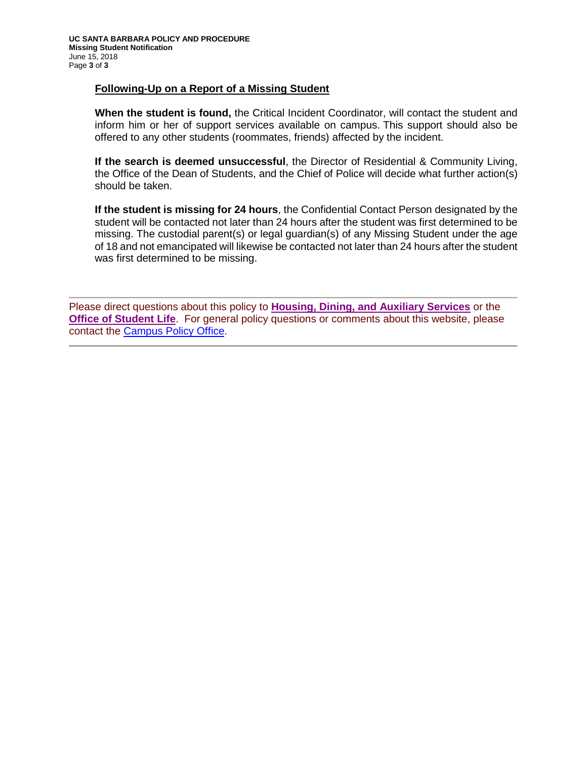## Following-Up on a Report of a Missing Student

**When the student is found,** the Critical Incident Coordinator, will contact the student and inform him or her of support services available on campus. This support should also be offered to any other students (roommates, friends) affected by the incident.

**If the search is deemed unsuccessful**, the Director of Residential & Community Living, the Office of the Dean of Students, and the Chief of Police will decide what further action(s) should be taken.

**If the student is missing for 24 hours**, the Confidential Contact Person designated by the student will be contacted not later than 24 hours after the student was first determined to be missing. The custodial parent(s) or legal guardian(s) of any Missing Student under the age of 18 and not emancipated will likewise be contacted not later than 24 hours after the student was first determined to be missing.

---

Please direct questions about this policy to **Housing, Dining, and Auxiliary Services** or the **Office of Student Life**. For general policy questions or comments about this website, please contact the Campus Policy Office.

---